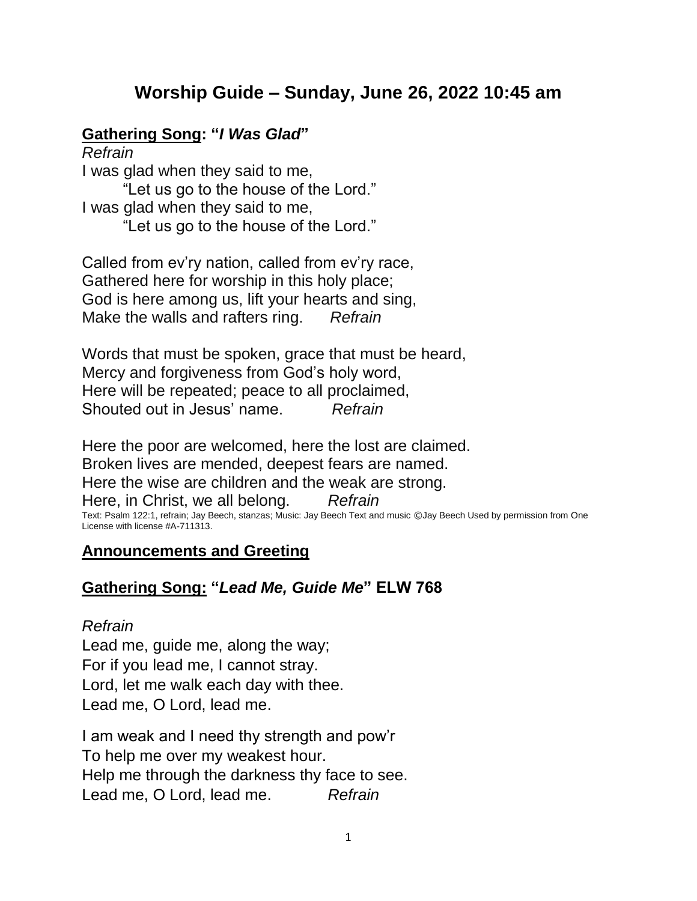# Worship Guide – Sunday, June 26, 2022 10:45 am

## **Gathering Song: "*I Was Glad*"**

*Refrain*

I was glad when they said to me,
"Let us go to the house of the Lord."
I was glad when they said to me,
"Let us go to the house of the Lord."

Called from ev'ry nation, called from ev'ry race,
Gathered here for worship in this holy place;
God is here among us, lift your hearts and sing,
Make the walls and rafters ring. *Refrain*

Words that must be spoken, grace that must be heard,
Mercy and forgiveness from God's holy word,
Here will be repeated; peace to all proclaimed,
Shouted out in Jesus' name. *Refrain*

Here the poor are welcomed, here the lost are claimed.
Broken lives are mended, deepest fears are named.
Here the wise are children and the weak are strong.
Here, in Christ, we all belong. *Refrain*

Text: Psalm 122:1, refrain; Jay Beech, stanzas; Music: Jay Beech Text and music ©Jay Beech Used by permission from One License with license #A-711313.

## **Announcements and Greeting**

## **Gathering Song: "*Lead Me, Guide Me*" ELW 768**

*Refrain*

Lead me, guide me, along the way;
For if you lead me, I cannot stray.
Lord, let me walk each day with thee.
Lead me, O Lord, lead me.

I am weak and I need thy strength and pow'r
To help me over my weakest hour.
Help me through the darkness thy face to see.
Lead me, O Lord, lead me. *Refrain*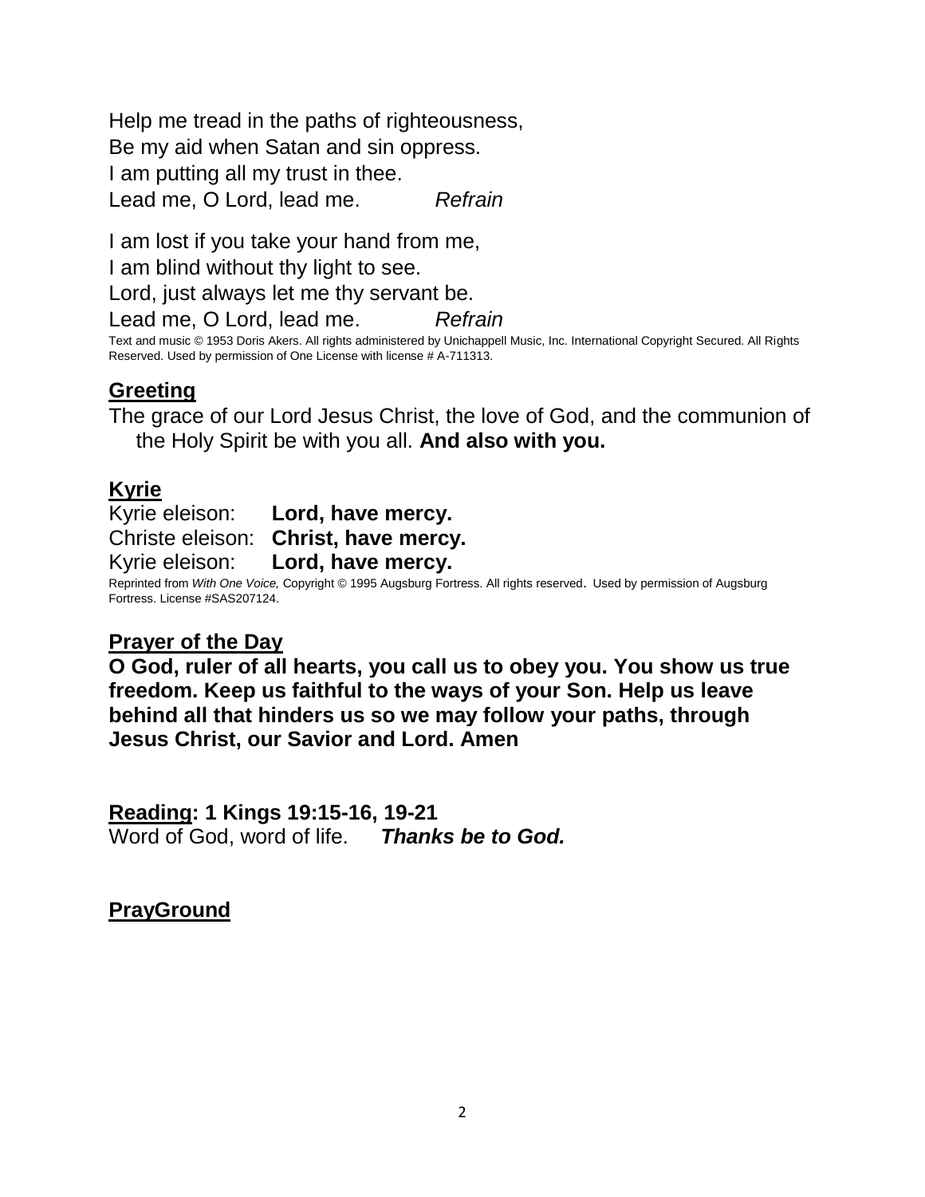Help me tread in the paths of righteousness,
Be my aid when Satan and sin oppress.
I am putting all my trust in thee.
Lead me, O Lord, lead me. *Refrain*

I am lost if you take your hand from me,
I am blind without thy light to see.
Lord, just always let me thy servant be.
Lead me, O Lord, lead me. *Refrain*

Text and music © 1953 Doris Akers. All rights administered by Unichappell Music, Inc. International Copyright Secured. All Rights Reserved. Used by permission of One License with license # A-711313.

## Greeting

The grace of our Lord Jesus Christ, the love of God, and the communion of the Holy Spirit be with you all. **And also with you.**

## Kyrie

Kyrie eleison: **Lord, have mercy.**
Christe eleison: **Christ, have mercy.**
Kyrie eleison: **Lord, have mercy.**

Reprinted from *With One Voice,* Copyright © 1995 Augsburg Fortress. All rights reserved. Used by permission of Augsburg Fortress. License #SAS207124.

## Prayer of the Day

**O God, ruler of all hearts, you call us to obey you. You show us true freedom. Keep us faithful to the ways of your Son. Help us leave behind all that hinders us so we may follow your paths, through Jesus Christ, our Savior and Lord. Amen**

## Reading: 1 Kings 19:15-16, 19-21

Word of God, word of life. ***Thanks be to God.***

## PrayGround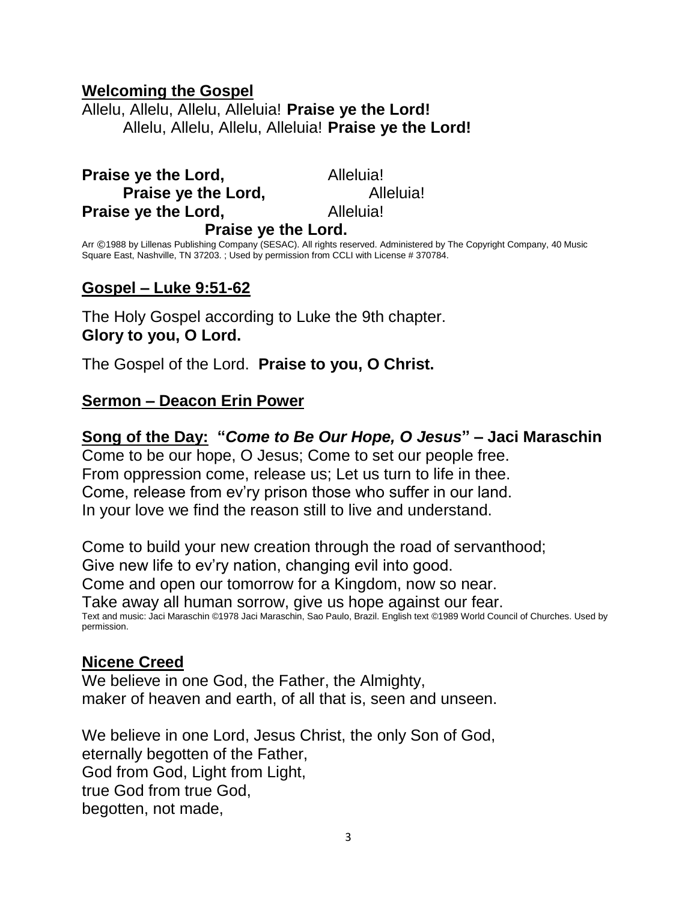## Welcoming the Gospel

Allelu, Allelu, Allelu, Alleluia! **Praise ye the Lord!**
Allelu, Allelu, Allelu, Alleluia! **Praise ye the Lord!**

**Praise ye the Lord,** Alleluia!
**Praise ye the Lord,** Alleluia!
**Praise ye the Lord,** Alleluia!
**Praise ye the Lord.**

Arr ©1988 by Lillenas Publishing Company (SESAC). All rights reserved. Administered by The Copyright Company, 40 Music Square East, Nashville, TN 37203. ; Used by permission from CCLI with License # 370784.

## Gospel – Luke 9:51-62

The Holy Gospel according to Luke the 9th chapter.
**Glory to you, O Lord.**

The Gospel of the Lord. **Praise to you, O Christ.**

## Sermon – Deacon Erin Power

## Song of the Day: "*Come to Be Our Hope, O Jesus*" – Jaci Maraschin

Come to be our hope, O Jesus; Come to set our people free.
From oppression come, release us; Let us turn to life in thee.
Come, release from ev'ry prison those who suffer in our land.
In your love we find the reason still to live and understand.

Come to build your new creation through the road of servanthood;
Give new life to ev'ry nation, changing evil into good.
Come and open our tomorrow for a Kingdom, now so near.
Take away all human sorrow, give us hope against our fear.

Text and music: Jaci Maraschin ©1978 Jaci Maraschin, Sao Paulo, Brazil. English text ©1989 World Council of Churches. Used by permission.

## Nicene Creed

We believe in one God, the Father, the Almighty,
maker of heaven and earth, of all that is, seen and unseen.

We believe in one Lord, Jesus Christ, the only Son of God,
eternally begotten of the Father,
God from God, Light from Light,
true God from true God,
begotten, not made,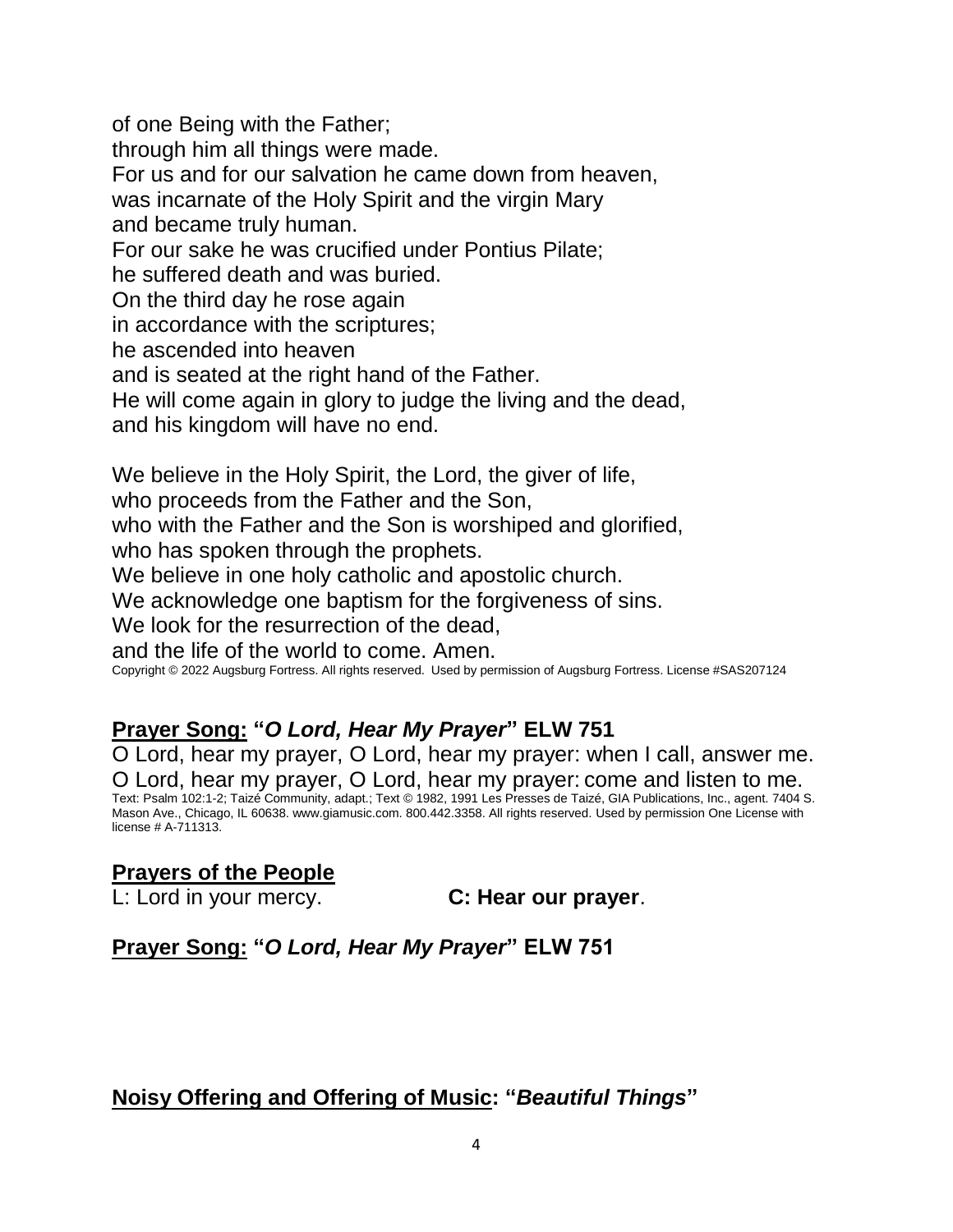of one Being with the Father;
through him all things were made.
For us and for our salvation he came down from heaven,
was incarnate of the Holy Spirit and the virgin Mary
and became truly human.
For our sake he was crucified under Pontius Pilate;
he suffered death and was buried.
On the third day he rose again
in accordance with the scriptures;
he ascended into heaven
and is seated at the right hand of the Father.
He will come again in glory to judge the living and the dead,
and his kingdom will have no end.

We believe in the Holy Spirit, the Lord, the giver of life,
who proceeds from the Father and the Son,
who with the Father and the Son is worshiped and glorified,
who has spoken through the prophets.
We believe in one holy catholic and apostolic church.
We acknowledge one baptism for the forgiveness of sins.
We look for the resurrection of the dead,
and the life of the world to come. Amen.

Copyright © 2022 Augsburg Fortress. All rights reserved. Used by permission of Augsburg Fortress. License #SAS207124

## Prayer Song: "*O Lord, Hear My Prayer*" ELW 751

O Lord, hear my prayer, O Lord, hear my prayer: when I call, answer me.
O Lord, hear my prayer, O Lord, hear my prayer: come and listen to me.

Text: Psalm 102:1-2; Taizé Community, adapt.; Text © 1982, 1991 Les Presses de Taizé, GIA Publications, Inc., agent. 7404 S. Mason Ave., Chicago, IL 60638. www.giamusic.com. 800.442.3358. All rights reserved. Used by permission One License with license # A-711313.

## Prayers of the People

L: Lord in your mercy. **C: Hear our prayer**.

## Prayer Song: "*O Lord, Hear My Prayer*" ELW 751

## Noisy Offering and Offering of Music: "*Beautiful Things*"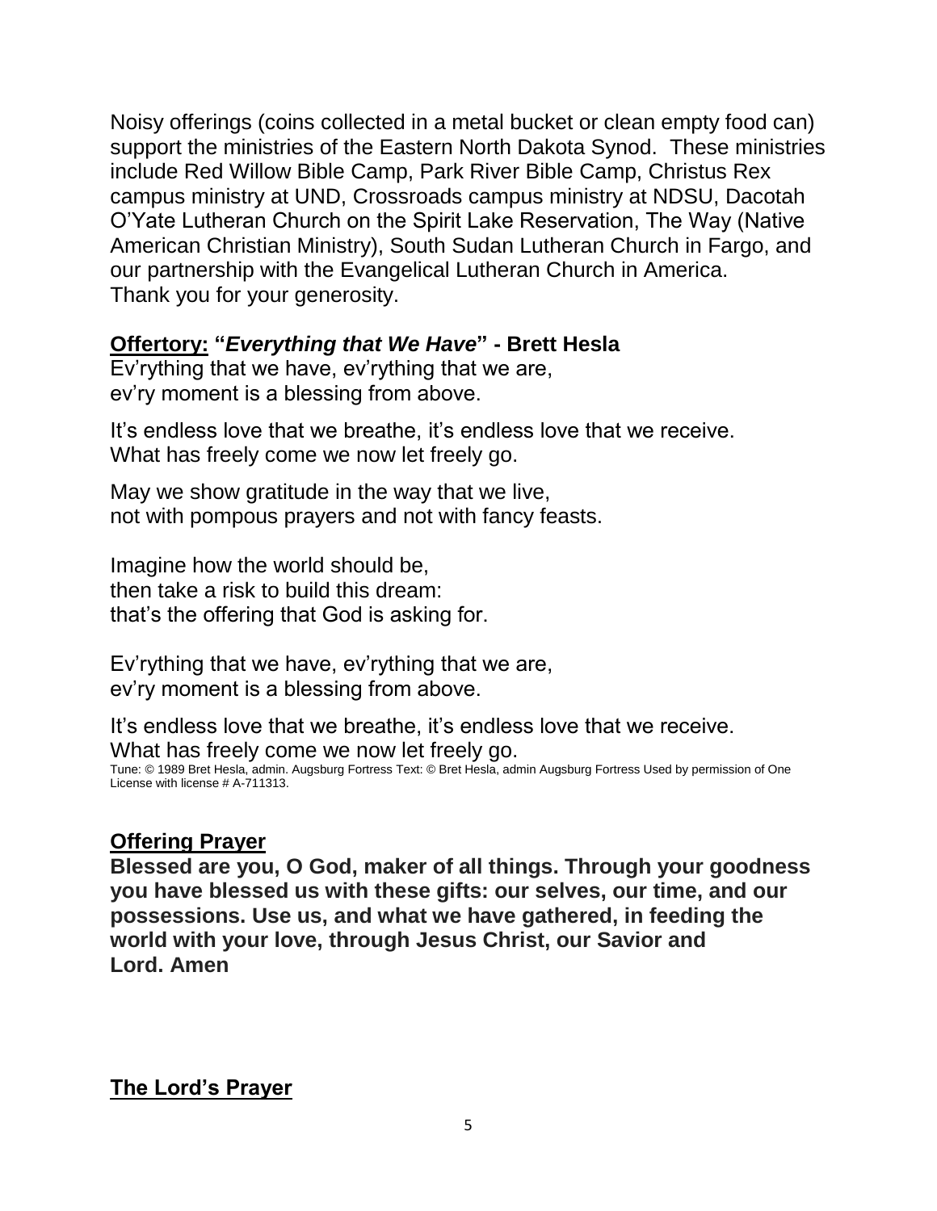Noisy offerings (coins collected in a metal bucket or clean empty food can) support the ministries of the Eastern North Dakota Synod. These ministries include Red Willow Bible Camp, Park River Bible Camp, Christus Rex campus ministry at UND, Crossroads campus ministry at NDSU, Dacotah O'Yate Lutheran Church on the Spirit Lake Reservation, The Way (Native American Christian Ministry), South Sudan Lutheran Church in Fargo, and our partnership with the Evangelical Lutheran Church in America.
Thank you for your generosity.

## **Offertory: "*Everything that We Have*" - Brett Hesla**

Ev'rything that we have, ev'rything that we are,
ev'ry moment is a blessing from above.

It's endless love that we breathe, it's endless love that we receive.
What has freely come we now let freely go.

May we show gratitude in the way that we live,
not with pompous prayers and not with fancy feasts.

Imagine how the world should be,
then take a risk to build this dream:
that's the offering that God is asking for.

Ev'rything that we have, ev'rything that we are,
ev'ry moment is a blessing from above.

It's endless love that we breathe, it's endless love that we receive.
What has freely come we now let freely go.

Tune: © 1989 Bret Hesla, admin. Augsburg Fortress Text: © Bret Hesla, admin Augsburg Fortress Used by permission of One License with license # A-711313.

## **Offering Prayer**

**Blessed are you, O God, maker of all things. Through your goodness you have blessed us with these gifts: our selves, our time, and our possessions. Use us, and what we have gathered, in feeding the world with your love, through Jesus Christ, our Savior and Lord. Amen**

## **The Lord's Prayer**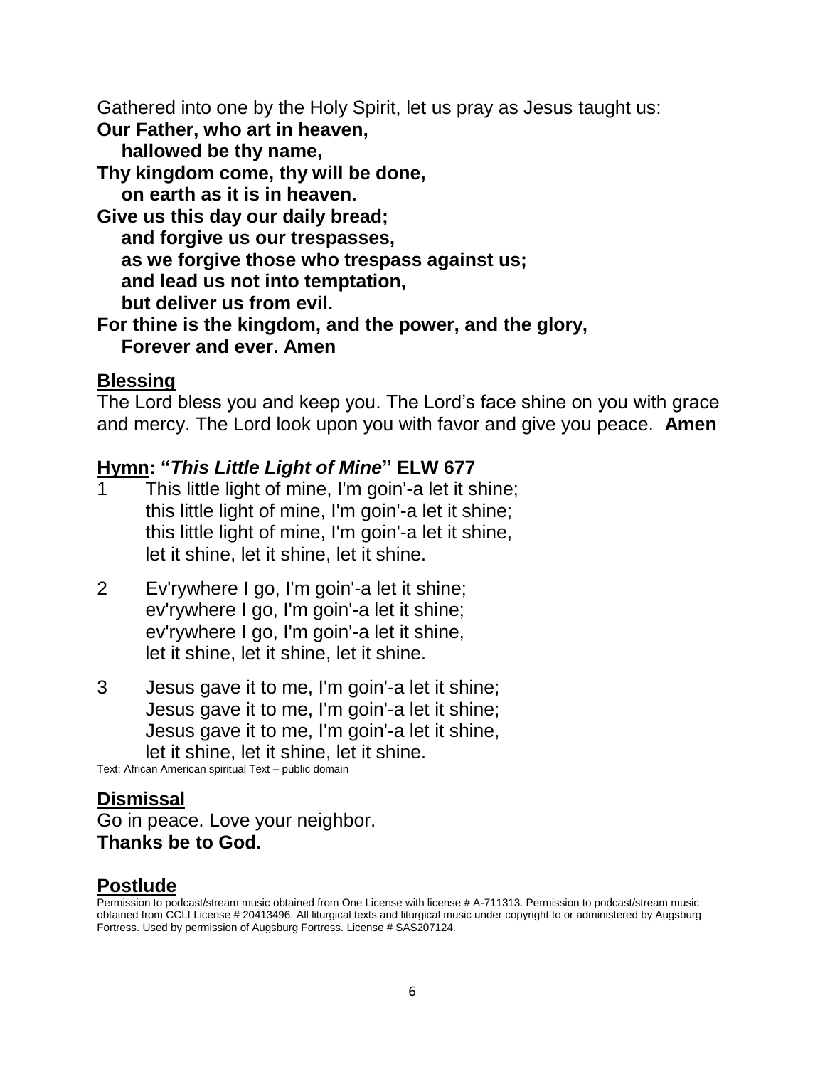Gathered into one by the Holy Spirit, let us pray as Jesus taught us:
**Our Father, who art in heaven,**
**hallowed be thy name,**
**Thy kingdom come, thy will be done,**
**on earth as it is in heaven.**
**Give us this day our daily bread;**
**and forgive us our trespasses,**
**as we forgive those who trespass against us;**
**and lead us not into temptation,**
**but deliver us from evil.**
**For thine is the kingdom, and the power, and the glory,**
**Forever and ever. Amen**

## Blessing

The Lord bless you and keep you. The Lord's face shine on you with grace and mercy. The Lord look upon you with favor and give you peace. **Amen**

## Hymn: "*This Little Light of Mine*" ELW 677

1 This little light of mine, I'm goin'-a let it shine;
this little light of mine, I'm goin'-a let it shine;
this little light of mine, I'm goin'-a let it shine,
let it shine, let it shine, let it shine.

2 Ev'rywhere I go, I'm goin'-a let it shine;
ev'rywhere I go, I'm goin'-a let it shine;
ev'rywhere I go, I'm goin'-a let it shine,
let it shine, let it shine, let it shine.

3 Jesus gave it to me, I'm goin'-a let it shine;
Jesus gave it to me, I'm goin'-a let it shine;
Jesus gave it to me, I'm goin'-a let it shine,
let it shine, let it shine, let it shine.

Text: African American spiritual Text – public domain

## Dismissal

Go in peace. Love your neighbor.
**Thanks be to God.**

## Postlude

Permission to podcast/stream music obtained from One License with license # A-711313. Permission to podcast/stream music obtained from CCLI License # 20413496. All liturgical texts and liturgical music under copyright to or administered by Augsburg Fortress. Used by permission of Augsburg Fortress. License # SAS207124.